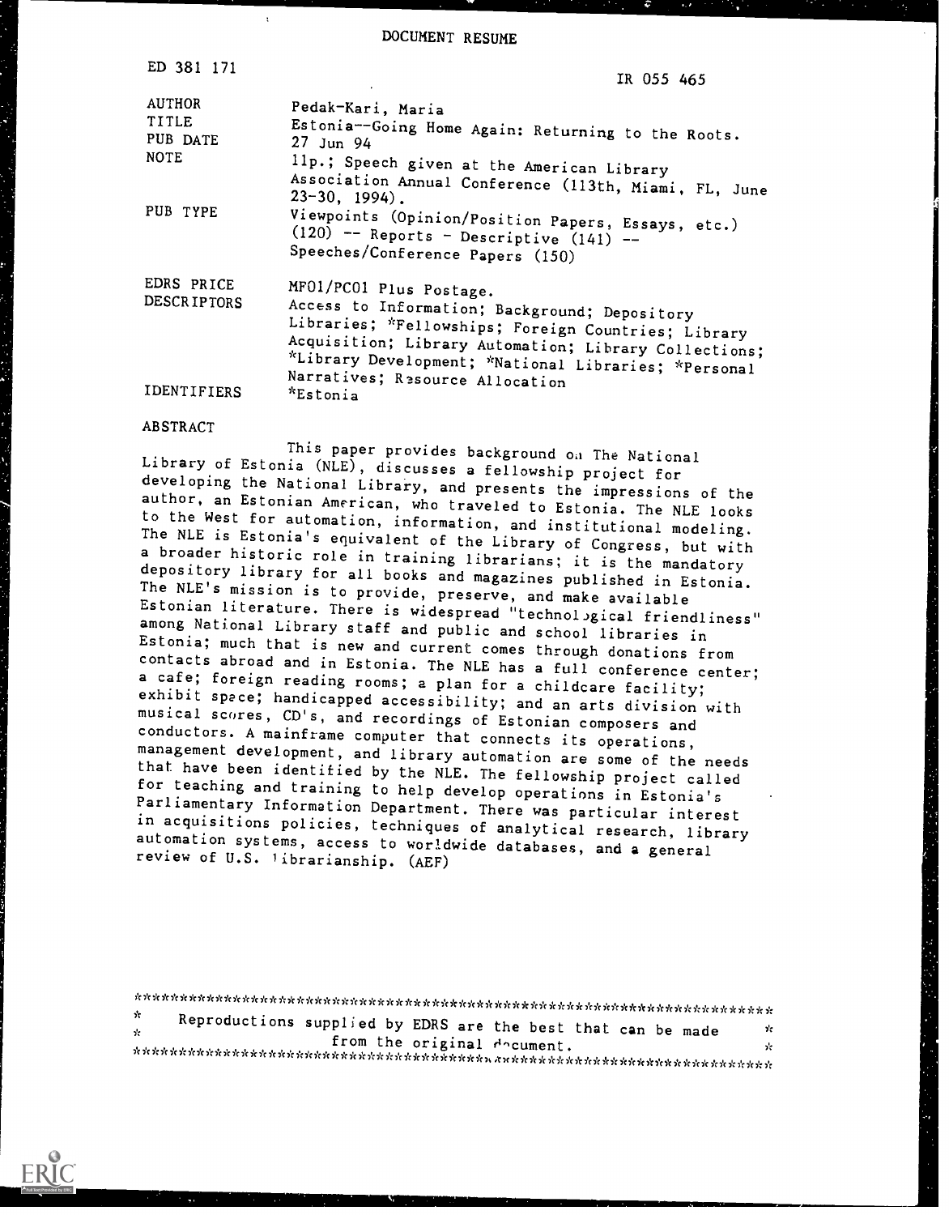DOCUMENT RESUME

| | |
|---|---|
| ED 381 171 | IR 055 465 |
| AUTHOR | Pedak-Kari, Maria |
| TITLE | Estonia--Going Home Again: Returning to the Roots. |
| PUB DATE | 27 Jun 94 |
| NOTE | 11p.; Speech given at the American Library Association Annual Conference (113th, Miami, FL, June 23-30, 1994). |
| PUB TYPE | Viewpoints (Opinion/Position Papers, Essays, etc.) (120) -- Reports - Descriptive (141) -- Speeches/Conference Papers (150) |
| EDRS PRICE | MF01/PC01 Plus Postage. |
| DESCRIPTORS | Access to Information; Background; Depository Libraries; *Fellowships; Foreign Countries; Library Acquisition; Library Automation; Library Collections; *Library Development; *National Libraries; *Personal Narratives; Resource Allocation |
| IDENTIFIERS | *Estonia |

ABSTRACT

This paper provides background on The National Library of Estonia (NLE), discusses a fellowship project for developing the National Library, and presents the impressions of the author, an Estonian American, who traveled to Estonia. The NLE looks to the West for automation, information, and institutional modeling. The NLE is Estonia's equivalent of the Library of Congress, but with a broader historic role in training librarians; it is the mandatory depository library for all books and magazines published in Estonia. The NLE's mission is to provide, preserve, and make available Estonian literature. There is widespread "technological friendliness" among National Library staff and public and school libraries in Estonia; much that is new and current comes through donations from contacts abroad and in Estonia. The NLE has a full conference center; a cafe; foreign reading rooms; a plan for a childcare facility; exhibit space; handicapped accessibility; and an arts division with musical scores, CD's, and recordings of Estonian composers and conductors. A mainframe computer that connects its operations, management development, and library automation are some of the needs that have been identified by the NLE. The fellowship project called for teaching and training to help develop operations in Estonia's Parliamentary Information Department. There was particular interest in acquisitions policies, techniques of analytical research, library automation systems, access to worldwide databases, and a general review of U.S. librarianship. (AEF)

***********************************************************************

* Reproductions supplied by EDRS are the best that can be made *
* from the original document. *

***********************************************************************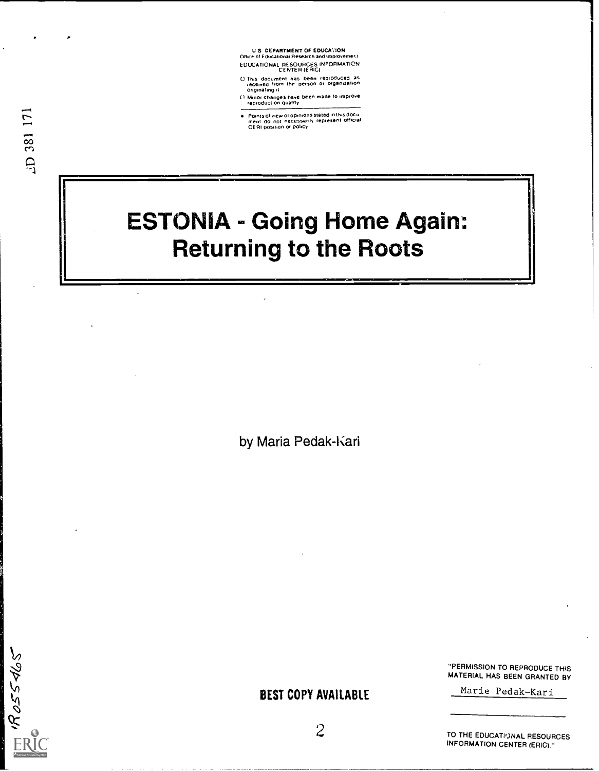U.S. DEPARTMENT OF EDUCATION
Office of Educational Research and Improvement
EDUCATIONAL RESOURCES INFORMATION CENTER (ERIC)

- This document has been reproduced as received from the person or organization originating it
- Minor changes have been made to improve reproduction quality
- Points of view or opinions stated in this document do not necessarily represent official OERI position or policy

ED 381 171

# ESTONIA - Going Home Again: Returning to the Roots

by Maria Pedak-Kari

BEST COPY AVAILABLE

"PERMISSION TO REPRODUCE THIS MATERIAL HAS BEEN GRANTED BY

Marie Pedak-Kari

TO THE EDUCATIONAL RESOURCES INFORMATION CENTER (ERIC)."

RO55465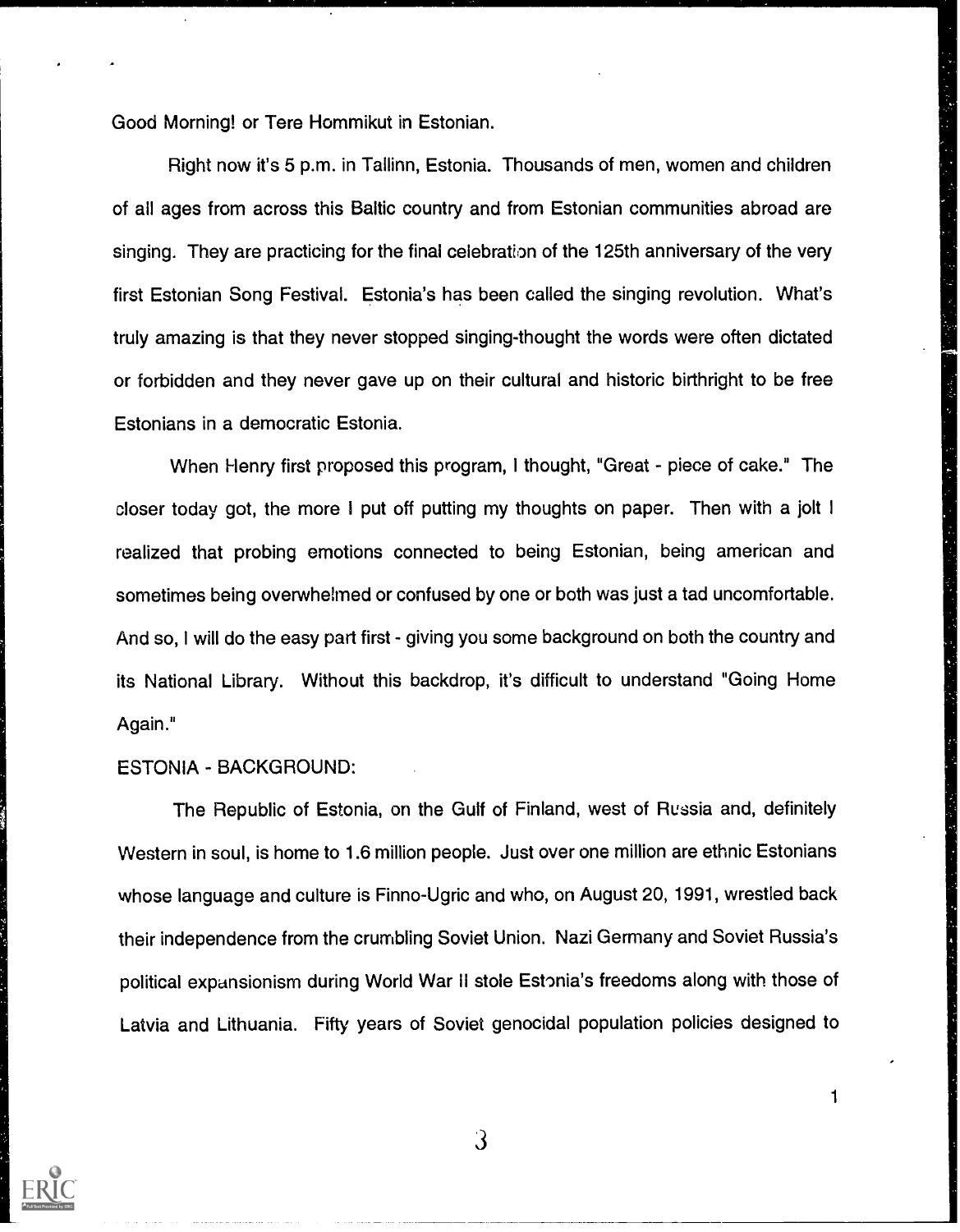Good Morning! or Tere Hommikut in Estonian.

Right now it's 5 p.m. in Tallinn, Estonia. Thousands of men, women and children of all ages from across this Baltic country and from Estonian communities abroad are singing. They are practicing for the final celebration of the 125th anniversary of the very first Estonian Song Festival. Estonia's has been called the singing revolution. What's truly amazing is that they never stopped singing-thought the words were often dictated or forbidden and they never gave up on their cultural and historic birthright to be free Estonians in a democratic Estonia.

When Henry first proposed this program, I thought, "Great - piece of cake." The closer today got, the more I put off putting my thoughts on paper. Then with a jolt I realized that probing emotions connected to being Estonian, being american and sometimes being overwhelmed or confused by one or both was just a tad uncomfortable. And so, I will do the easy part first - giving you some background on both the country and its National Library. Without this backdrop, it's difficult to understand "Going Home Again."

ESTONIA - BACKGROUND:

The Republic of Estonia, on the Gulf of Finland, west of Russia and, definitely Western in soul, is home to 1.6 million people. Just over one million are ethnic Estonians whose language and culture is Finno-Ugric and who, on August 20, 1991, wrestled back their independence from the crumbling Soviet Union. Nazi Germany and Soviet Russia's political expansionism during World War II stole Estonia's freedoms along with those of Latvia and Lithuania. Fifty years of Soviet genocidal population policies designed to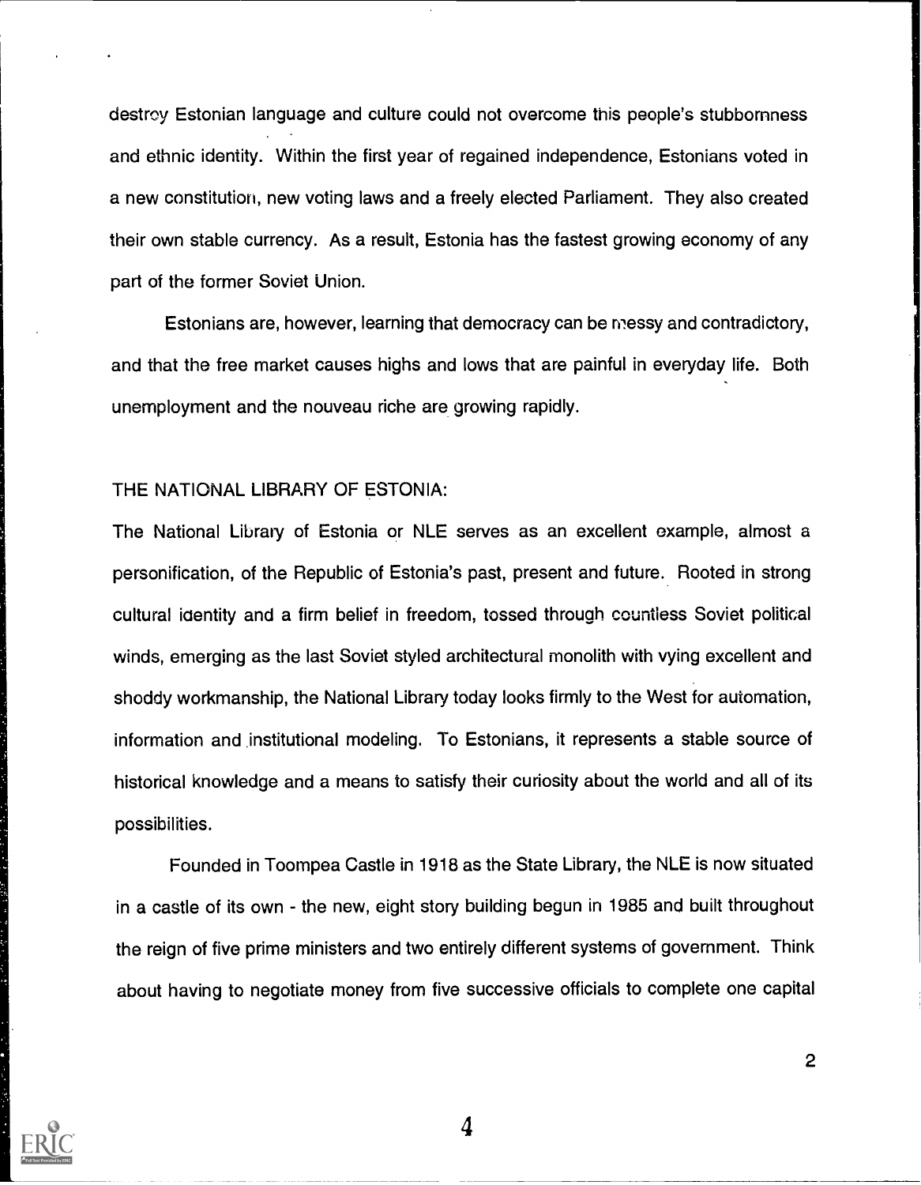destroy Estonian language and culture could not overcome this people's stubbornness and ethnic identity. Within the first year of regained independence, Estonians voted in a new constitution, new voting laws and a freely elected Parliament. They also created their own stable currency. As a result, Estonia has the fastest growing economy of any part of the former Soviet Union.

Estonians are, however, learning that democracy can be messy and contradictory, and that the free market causes highs and lows that are painful in everyday life. Both unemployment and the nouveau riche are growing rapidly.

THE NATIONAL LIBRARY OF ESTONIA:

The National Library of Estonia or NLE serves as an excellent example, almost a personification, of the Republic of Estonia's past, present and future. Rooted in strong cultural identity and a firm belief in freedom, tossed through countless Soviet political winds, emerging as the last Soviet styled architectural monolith with vying excellent and shoddy workmanship, the National Library today looks firmly to the West for automation, information and institutional modeling. To Estonians, it represents a stable source of historical knowledge and a means to satisfy their curiosity about the world and all of its possibilities.

Founded in Toompea Castle in 1918 as the State Library, the NLE is now situated in a castle of its own - the new, eight story building begun in 1985 and built throughout the reign of five prime ministers and two entirely different systems of government. Think about having to negotiate money from five successive officials to complete one capital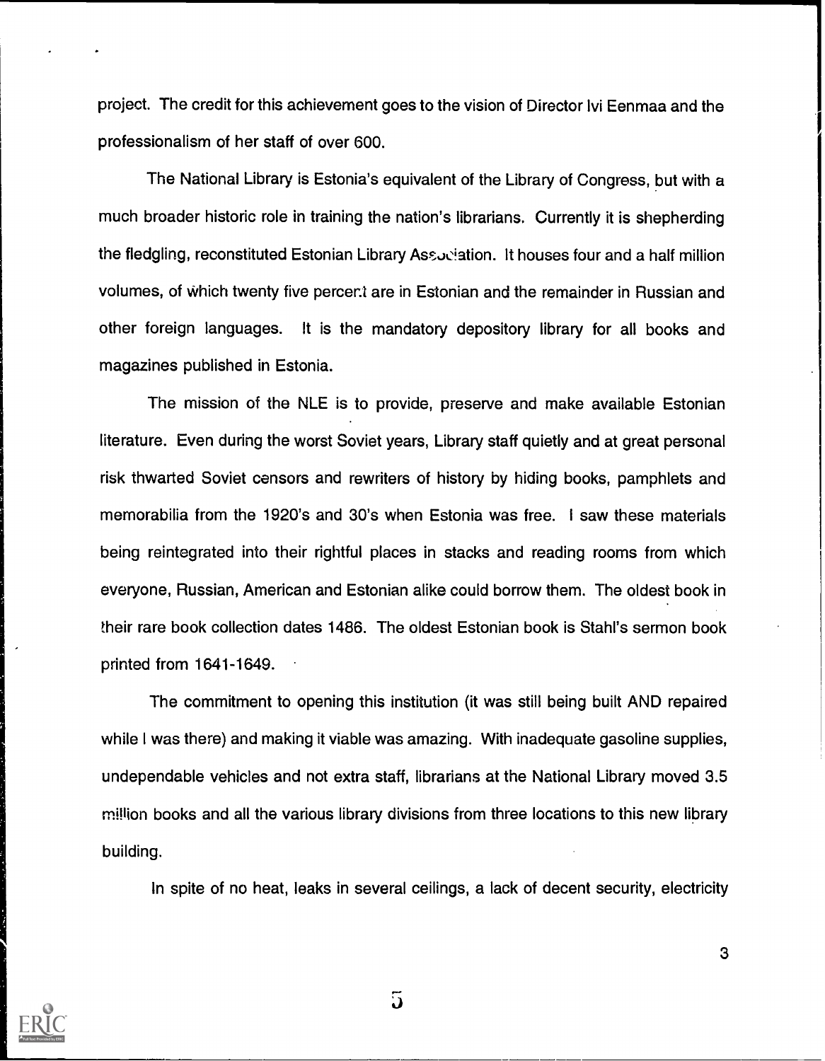project. The credit for this achievement goes to the vision of Director Ivi Eenmaa and the professionalism of her staff of over 600.

The National Library is Estonia's equivalent of the Library of Congress, but with a much broader historic role in training the nation's librarians. Currently it is shepherding the fledgling, reconstituted Estonian Library Association. It houses four and a half million volumes, of which twenty five percent are in Estonian and the remainder in Russian and other foreign languages. It is the mandatory depository library for all books and magazines published in Estonia.

The mission of the NLE is to provide, preserve and make available Estonian literature. Even during the worst Soviet years, Library staff quietly and at great personal risk thwarted Soviet censors and rewriters of history by hiding books, pamphlets and memorabilia from the 1920's and 30's when Estonia was free. I saw these materials being reintegrated into their rightful places in stacks and reading rooms from which everyone, Russian, American and Estonian alike could borrow them. The oldest book in their rare book collection dates 1486. The oldest Estonian book is Stahl's sermon book printed from 1641-1649.

The commitment to opening this institution (it was still being built AND repaired while I was there) and making it viable was amazing. With inadequate gasoline supplies, undependable vehicles and not extra staff, librarians at the National Library moved 3.5 million books and all the various library divisions from three locations to this new library building.

In spite of no heat, leaks in several ceilings, a lack of decent security, electricity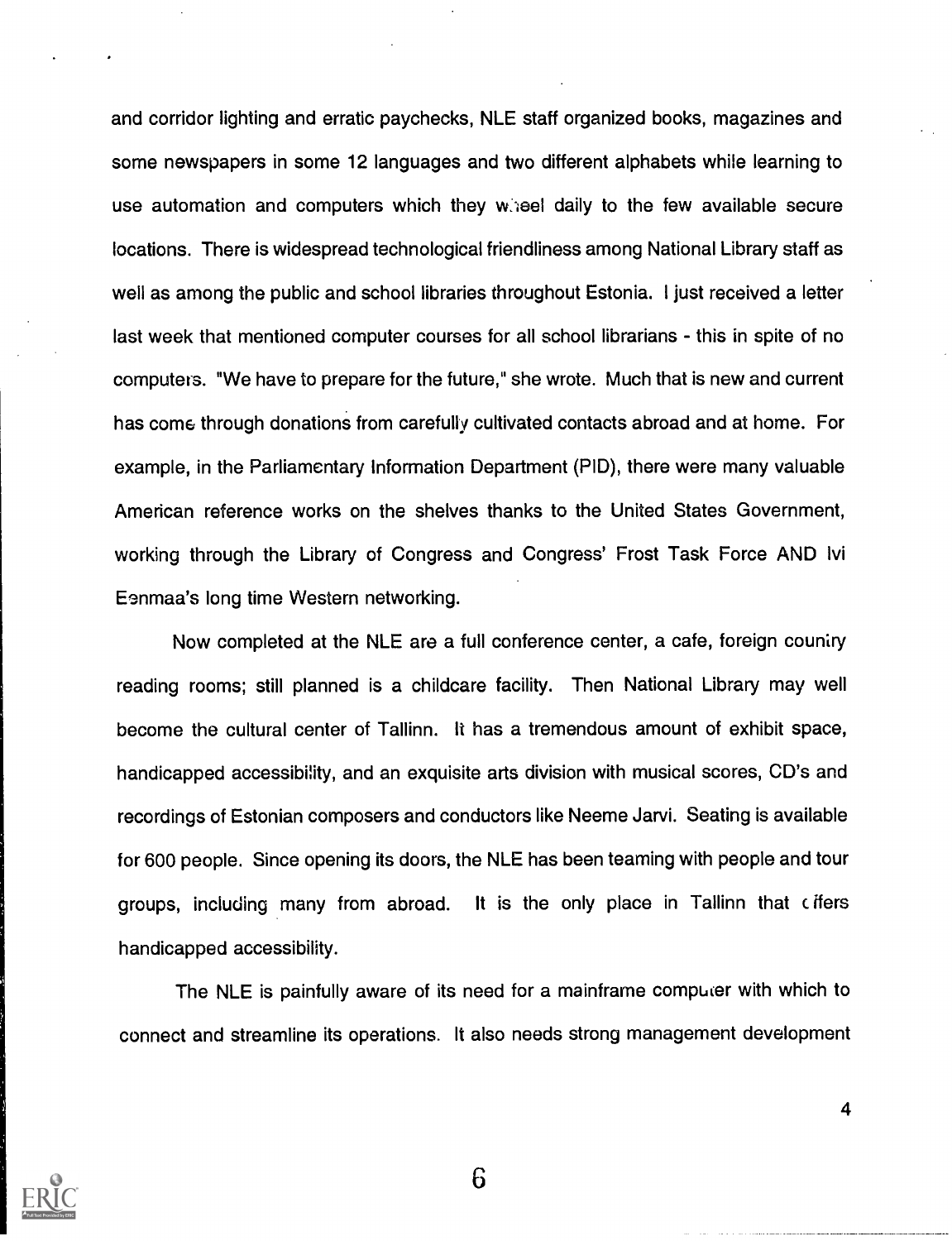and corridor lighting and erratic paychecks, NLE staff organized books, magazines and some newspapers in some 12 languages and two different alphabets while learning to use automation and computers which they wheel daily to the few available secure locations. There is widespread technological friendliness among National Library staff as well as among the public and school libraries throughout Estonia. I just received a letter last week that mentioned computer courses for all school librarians - this in spite of no computers. "We have to prepare for the future," she wrote. Much that is new and current has come through donations from carefully cultivated contacts abroad and at home. For example, in the Parliamentary Information Department (PID), there were many valuable American reference works on the shelves thanks to the United States Government, working through the Library of Congress and Congress' Frost Task Force AND Ivi Eenmaa's long time Western networking.

Now completed at the NLE are a full conference center, a cafe, foreign country reading rooms; still planned is a childcare facility. Then National Library may well become the cultural center of Tallinn. It has a tremendous amount of exhibit space, handicapped accessibility, and an exquisite arts division with musical scores, CD's and recordings of Estonian composers and conductors like Neeme Jarvi. Seating is available for 600 people. Since opening its doors, the NLE has been teaming with people and tour groups, including many from abroad. It is the only place in Tallinn that offers handicapped accessibility.

The NLE is painfully aware of its need for a mainframe computer with which to connect and streamline its operations. It also needs strong management development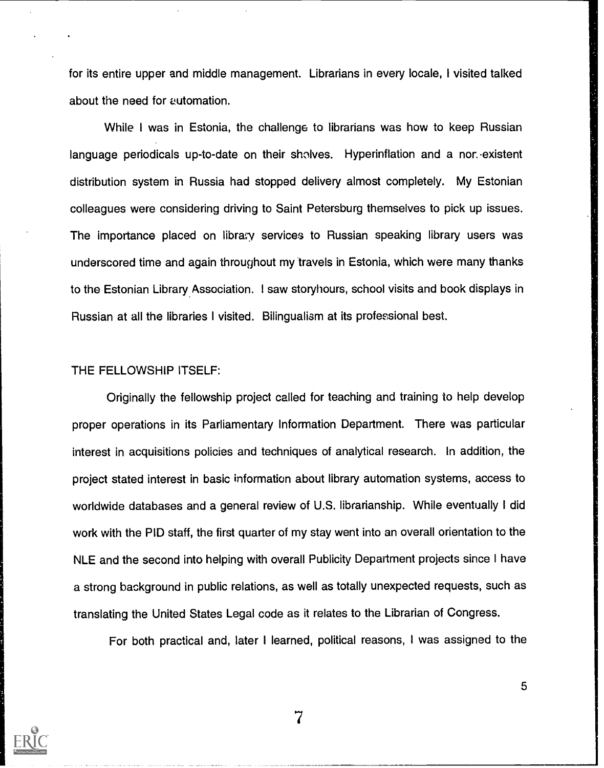for its entire upper and middle management. Librarians in every locale, I visited talked about the need for automation.

While I was in Estonia, the challenge to librarians was how to keep Russian language periodicals up-to-date on their shelves. Hyperinflation and a non-existent distribution system in Russia had stopped delivery almost completely. My Estonian colleagues were considering driving to Saint Petersburg themselves to pick up issues. The importance placed on library services to Russian speaking library users was underscored time and again throughout my travels in Estonia, which were many thanks to the Estonian Library Association. I saw storyhours, school visits and book displays in Russian at all the libraries I visited. Bilingualism at its professional best.

THE FELLOWSHIP ITSELF:

Originally the fellowship project called for teaching and training to help develop proper operations in its Parliamentary Information Department. There was particular interest in acquisitions policies and techniques of analytical research. In addition, the project stated interest in basic information about library automation systems, access to worldwide databases and a general review of U.S. librarianship. While eventually I did work with the PID staff, the first quarter of my stay went into an overall orientation to the NLE and the second into helping with overall Publicity Department projects since I have a strong background in public relations, as well as totally unexpected requests, such as translating the United States Legal code as it relates to the Librarian of Congress.

For both practical and, later I learned, political reasons, I was assigned to the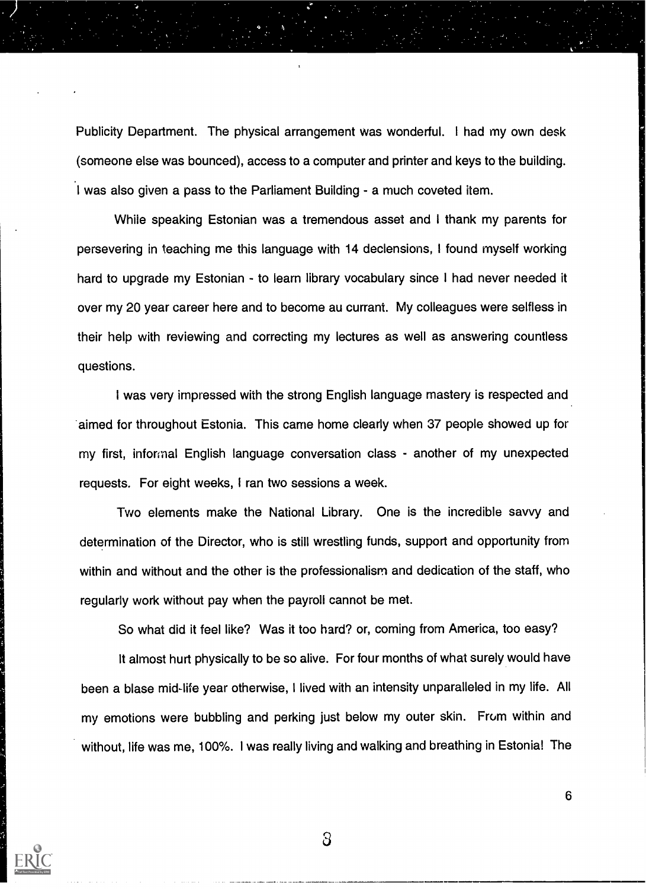Publicity Department. The physical arrangement was wonderful. I had my own desk (someone else was bounced), access to a computer and printer and keys to the building. I was also given a pass to the Parliament Building - a much coveted item.

While speaking Estonian was a tremendous asset and I thank my parents for persevering in teaching me this language with 14 declensions, I found myself working hard to upgrade my Estonian - to learn library vocabulary since I had never needed it over my 20 year career here and to become au currant. My colleagues were selfless in their help with reviewing and correcting my lectures as well as answering countless questions.

I was very impressed with the strong English language mastery is respected and aimed for throughout Estonia. This came home clearly when 37 people showed up for my first, informal English language conversation class - another of my unexpected requests. For eight weeks, I ran two sessions a week.

Two elements make the National Library. One is the incredible savvy and determination of the Director, who is still wrestling funds, support and opportunity from within and without and the other is the professionalism and dedication of the staff, who regularly work without pay when the payroll cannot be met.

So what did it feel like? Was it too hard? or, coming from America, too easy?

It almost hurt physically to be so alive. For four months of what surely would have been a blase mid-life year otherwise, I lived with an intensity unparalleled in my life. All my emotions were bubbling and perking just below my outer skin. From within and without, life was me, 100%. I was really living and walking and breathing in Estonia! The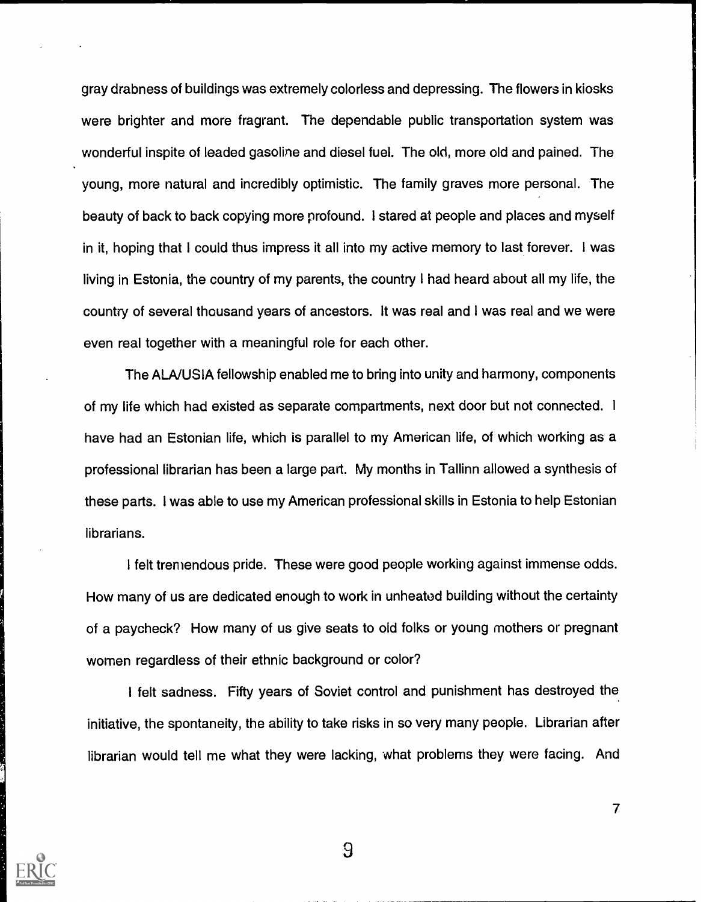gray drabness of buildings was extremely colorless and depressing. The flowers in kiosks were brighter and more fragrant. The dependable public transportation system was wonderful inspite of leaded gasoline and diesel fuel. The old, more old and pained. The young, more natural and incredibly optimistic. The family graves more personal. The beauty of back to back copying more profound. I stared at people and places and myself in it, hoping that I could thus impress it all into my active memory to last forever. I was living in Estonia, the country of my parents, the country I had heard about all my life, the country of several thousand years of ancestors. It was real and I was real and we were even real together with a meaningful role for each other.

The ALA/USIA fellowship enabled me to bring into unity and harmony, components of my life which had existed as separate compartments, next door but not connected. I have had an Estonian life, which is parallel to my American life, of which working as a professional librarian has been a large part. My months in Tallinn allowed a synthesis of these parts. I was able to use my American professional skills in Estonia to help Estonian librarians.

I felt tremendous pride. These were good people working against immense odds. How many of us are dedicated enough to work in unheated building without the certainty of a paycheck? How many of us give seats to old folks or young mothers or pregnant women regardless of their ethnic background or color?

I felt sadness. Fifty years of Soviet control and punishment has destroyed the initiative, the spontaneity, the ability to take risks in so very many people. Librarian after librarian would tell me what they were lacking, what problems they were facing. And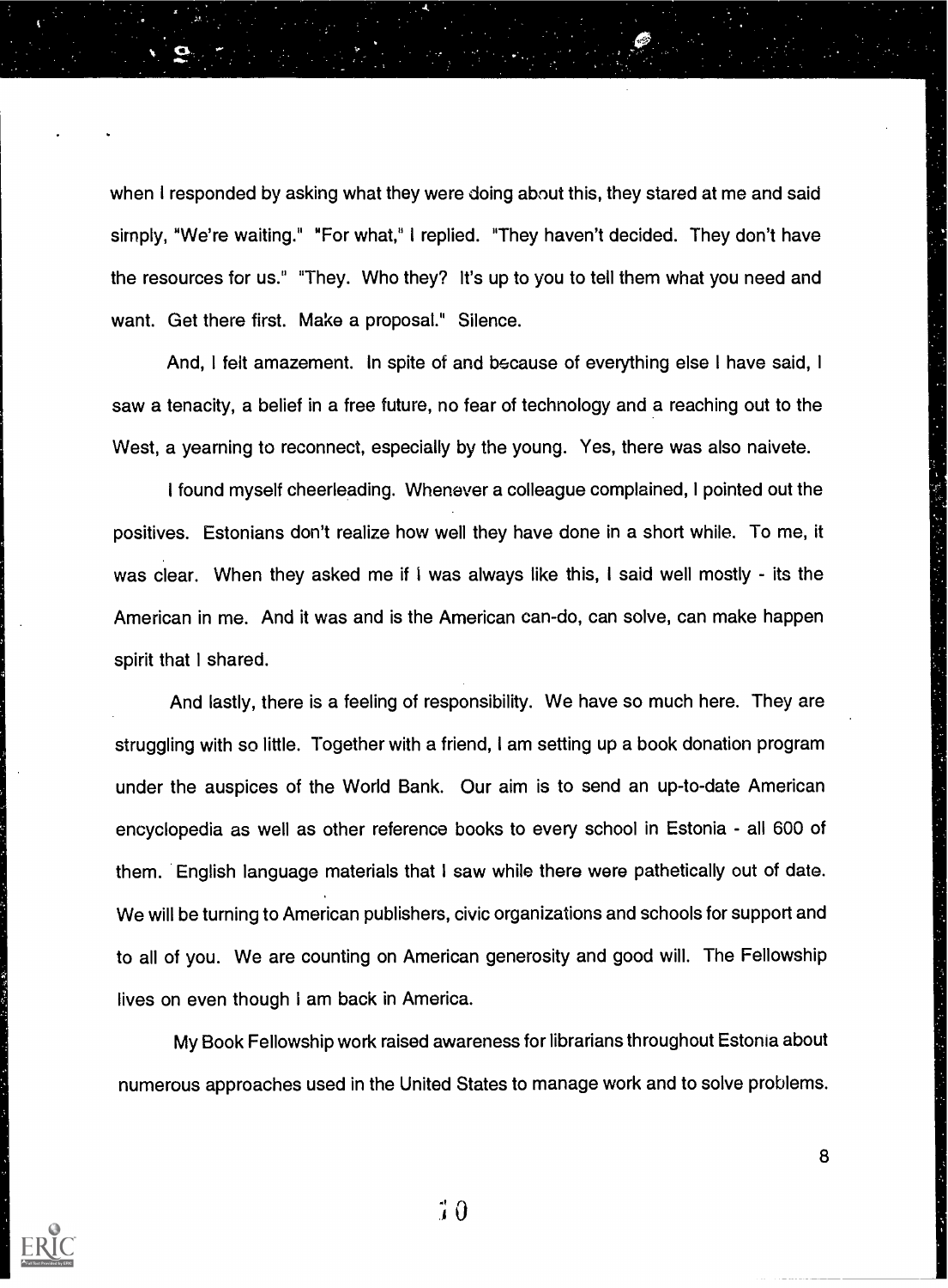when I responded by asking what they were doing about this, they stared at me and said simply, "We're waiting." "For what," I replied. "They haven't decided. They don't have the resources for us." "They. Who they? It's up to you to tell them what you need and want. Get there first. Make a proposal." Silence.

And, I felt amazement. In spite of and because of everything else I have said, I saw a tenacity, a belief in a free future, no fear of technology and a reaching out to the West, a yearning to reconnect, especially by the young. Yes, there was also naivete.

I found myself cheerleading. Whenever a colleague complained, I pointed out the positives. Estonians don't realize how well they have done in a short while. To me, it was clear. When they asked me if I was always like this, I said well mostly - its the American in me. And it was and is the American can-do, can solve, can make happen spirit that I shared.

And lastly, there is a feeling of responsibility. We have so much here. They are struggling with so little. Together with a friend, I am setting up a book donation program under the auspices of the World Bank. Our aim is to send an up-to-date American encyclopedia as well as other reference books to every school in Estonia - all 600 of them. English language materials that I saw while there were pathetically out of date. We will be turning to American publishers, civic organizations and schools for support and to all of you. We are counting on American generosity and good will. The Fellowship lives on even though I am back in America.

My Book Fellowship work raised awareness for librarians throughout Estonia about numerous approaches used in the United States to manage work and to solve problems.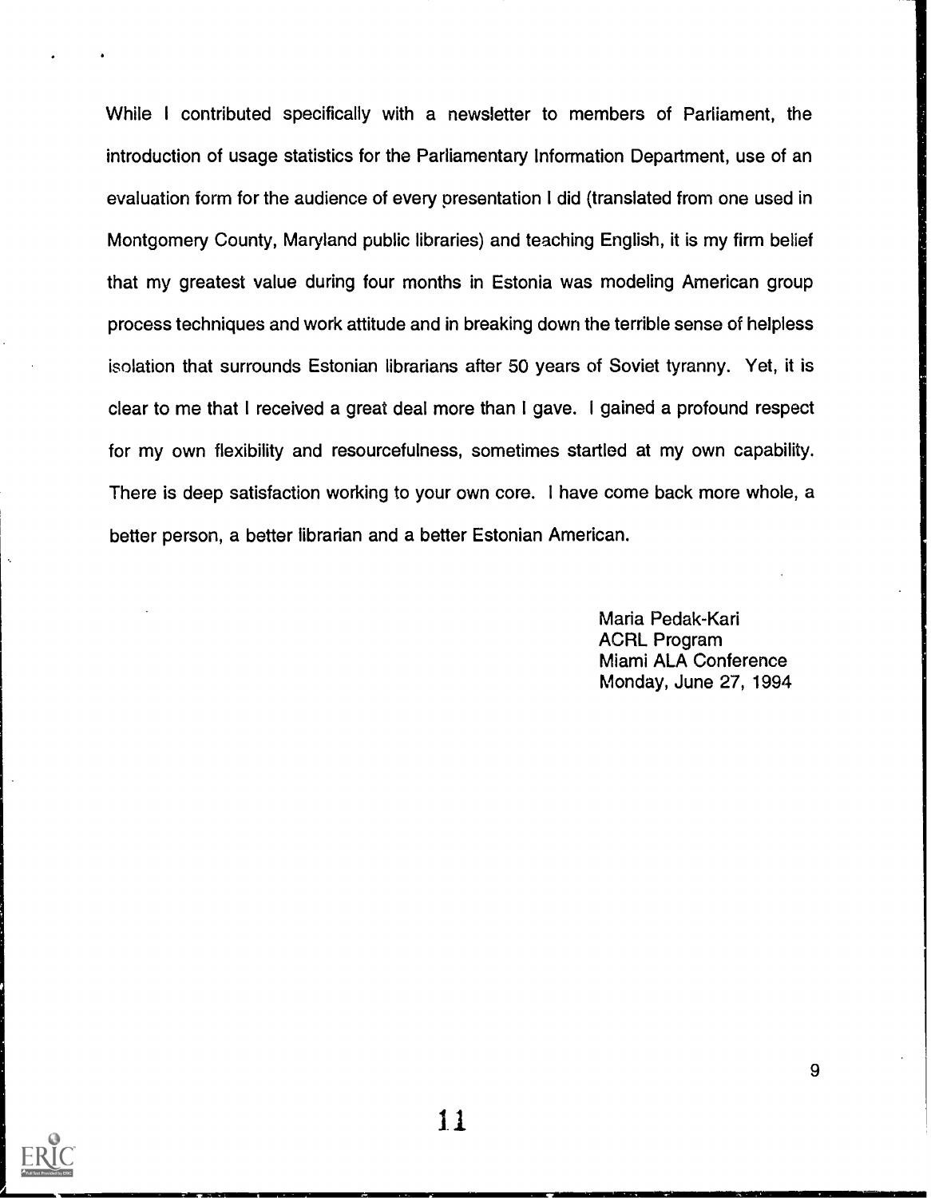While I contributed specifically with a newsletter to members of Parliament, the introduction of usage statistics for the Parliamentary Information Department, use of an evaluation form for the audience of every presentation I did (translated from one used in Montgomery County, Maryland public libraries) and teaching English, it is my firm belief that my greatest value during four months in Estonia was modeling American group process techniques and work attitude and in breaking down the terrible sense of helpless isolation that surrounds Estonian librarians after 50 years of Soviet tyranny. Yet, it is clear to me that I received a great deal more than I gave. I gained a profound respect for my own flexibility and resourcefulness, sometimes startled at my own capability. There is deep satisfaction working to your own core. I have come back more whole, a better person, a better librarian and a better Estonian American.

Maria Pedak-Kari
ACRL Program
Miami ALA Conference
Monday, June 27, 1994